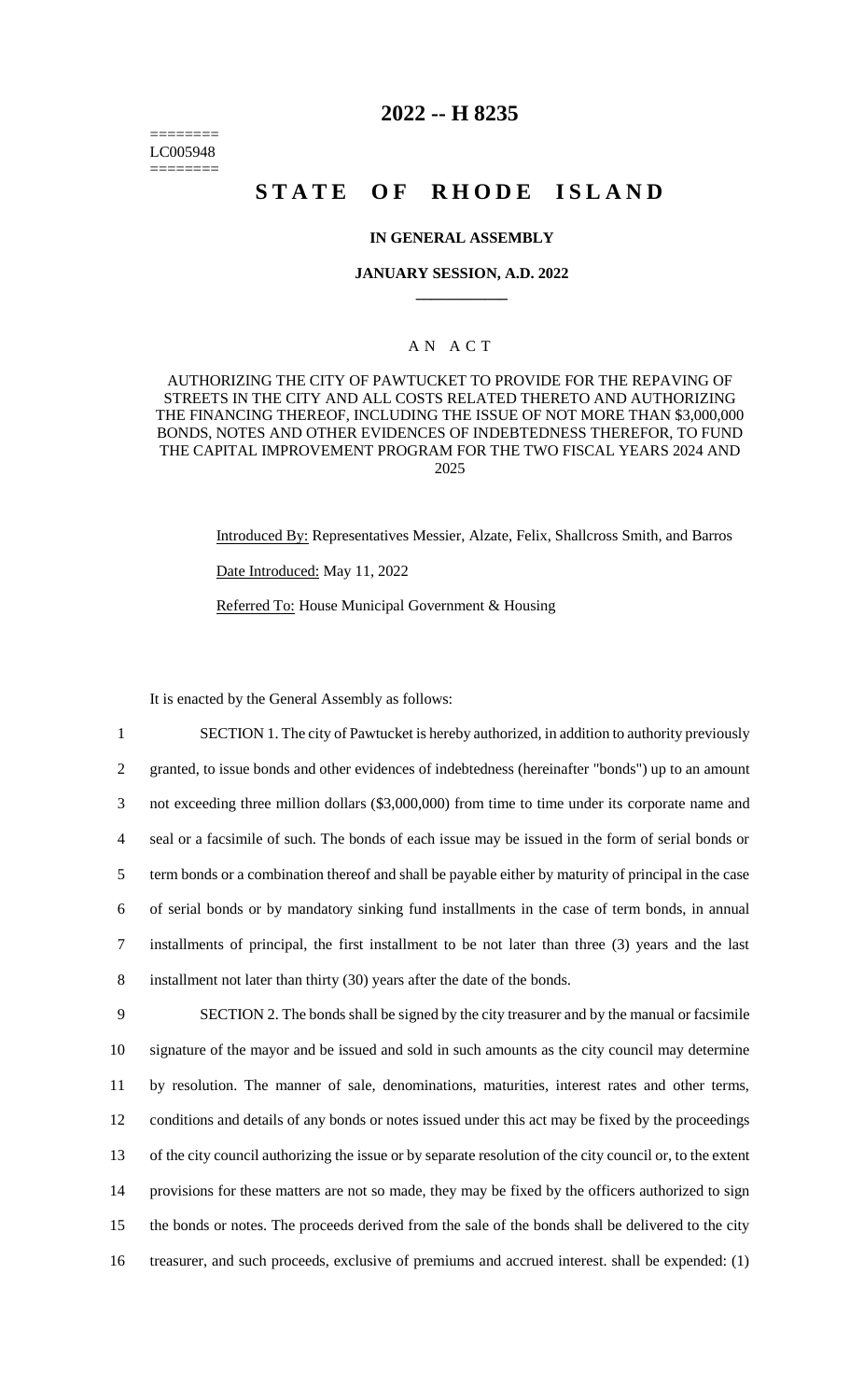========
LC005948
========

# 2022 -- H 8235

# STATE OF RHODE ISLAND

### IN GENERAL ASSEMBLY

### JANUARY SESSION, A.D. 2022

### AN ACT

AUTHORIZING THE CITY OF PAWTUCKET TO PROVIDE FOR THE REPAVING OF STREETS IN THE CITY AND ALL COSTS RELATED THERETO AND AUTHORIZING THE FINANCING THEREOF, INCLUDING THE ISSUE OF NOT MORE THAN $3,000,000 BONDS, NOTES AND OTHER EVIDENCES OF INDEBTEDNESS THEREFOR, TO FUND THE CAPITAL IMPROVEMENT PROGRAM FOR THE TWO FISCAL YEARS 2024 AND 2025

Introduced By: Representatives Messier, Alzate, Felix, Shallcross Smith, and Barros

Date Introduced: May 11, 2022

Referred To: House Municipal Government & Housing

It is enacted by the General Assembly as follows:

1 SECTION 1. The city of Pawtucket is hereby authorized, in addition to authority previously
2 granted, to issue bonds and other evidences of indebtedness (hereinafter "bonds") up to an amount
3 not exceeding three million dollars ($3,000,000) from time to time under its corporate name and
4 seal or a facsimile of such. The bonds of each issue may be issued in the form of serial bonds or
5 term bonds or a combination thereof and shall be payable either by maturity of principal in the case
6 of serial bonds or by mandatory sinking fund installments in the case of term bonds, in annual
7 installments of principal, the first installment to be not later than three (3) years and the last
8 installment not later than thirty (30) years after the date of the bonds.

9 SECTION 2. The bonds shall be signed by the city treasurer and by the manual or facsimile
10 signature of the mayor and be issued and sold in such amounts as the city council may determine
11 by resolution. The manner of sale, denominations, maturities, interest rates and other terms,
12 conditions and details of any bonds or notes issued under this act may be fixed by the proceedings
13 of the city council authorizing the issue or by separate resolution of the city council or, to the extent
14 provisions for these matters are not so made, they may be fixed by the officers authorized to sign
15 the bonds or notes. The proceeds derived from the sale of the bonds shall be delivered to the city
16 treasurer, and such proceeds, exclusive of premiums and accrued interest. shall be expended: (1)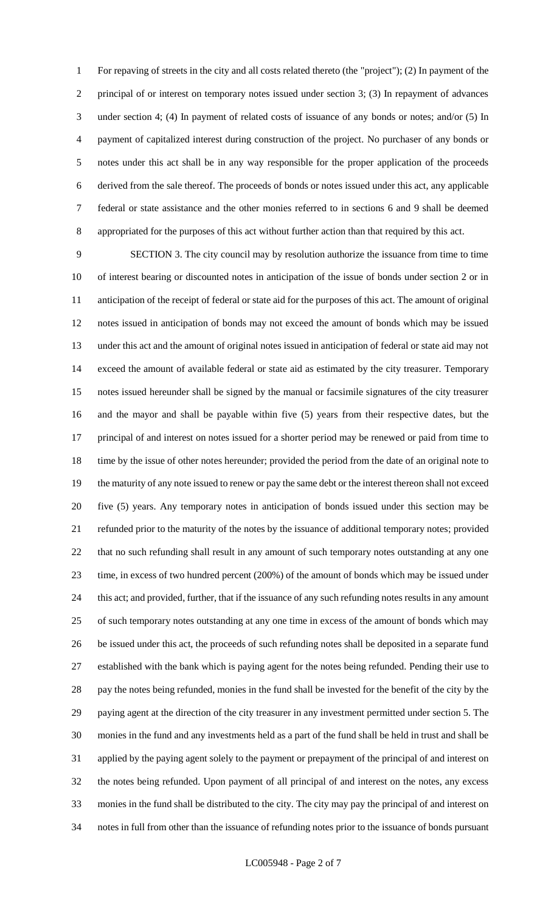For repaving of streets in the city and all costs related thereto (the "project"); (2) In payment of the principal of or interest on temporary notes issued under section 3; (3) In repayment of advances under section 4; (4) In payment of related costs of issuance of any bonds or notes; and/or (5) In payment of capitalized interest during construction of the project. No purchaser of any bonds or notes under this act shall be in any way responsible for the proper application of the proceeds derived from the sale thereof. The proceeds of bonds or notes issued under this act, any applicable federal or state assistance and the other monies referred to in sections 6 and 9 shall be deemed appropriated for the purposes of this act without further action than that required by this act.

SECTION 3. The city council may by resolution authorize the issuance from time to time of interest bearing or discounted notes in anticipation of the issue of bonds under section 2 or in anticipation of the receipt of federal or state aid for the purposes of this act. The amount of original notes issued in anticipation of bonds may not exceed the amount of bonds which may be issued under this act and the amount of original notes issued in anticipation of federal or state aid may not exceed the amount of available federal or state aid as estimated by the city treasurer. Temporary notes issued hereunder shall be signed by the manual or facsimile signatures of the city treasurer and the mayor and shall be payable within five (5) years from their respective dates, but the principal of and interest on notes issued for a shorter period may be renewed or paid from time to time by the issue of other notes hereunder; provided the period from the date of an original note to the maturity of any note issued to renew or pay the same debt or the interest thereon shall not exceed five (5) years. Any temporary notes in anticipation of bonds issued under this section may be refunded prior to the maturity of the notes by the issuance of additional temporary notes; provided that no such refunding shall result in any amount of such temporary notes outstanding at any one time, in excess of two hundred percent (200%) of the amount of bonds which may be issued under this act; and provided, further, that if the issuance of any such refunding notes results in any amount of such temporary notes outstanding at any one time in excess of the amount of bonds which may be issued under this act, the proceeds of such refunding notes shall be deposited in a separate fund established with the bank which is paying agent for the notes being refunded. Pending their use to pay the notes being refunded, monies in the fund shall be invested for the benefit of the city by the paying agent at the direction of the city treasurer in any investment permitted under section 5. The monies in the fund and any investments held as a part of the fund shall be held in trust and shall be applied by the paying agent solely to the payment or prepayment of the principal of and interest on the notes being refunded. Upon payment of all principal of and interest on the notes, any excess monies in the fund shall be distributed to the city. The city may pay the principal of and interest on notes in full from other than the issuance of refunding notes prior to the issuance of bonds pursuant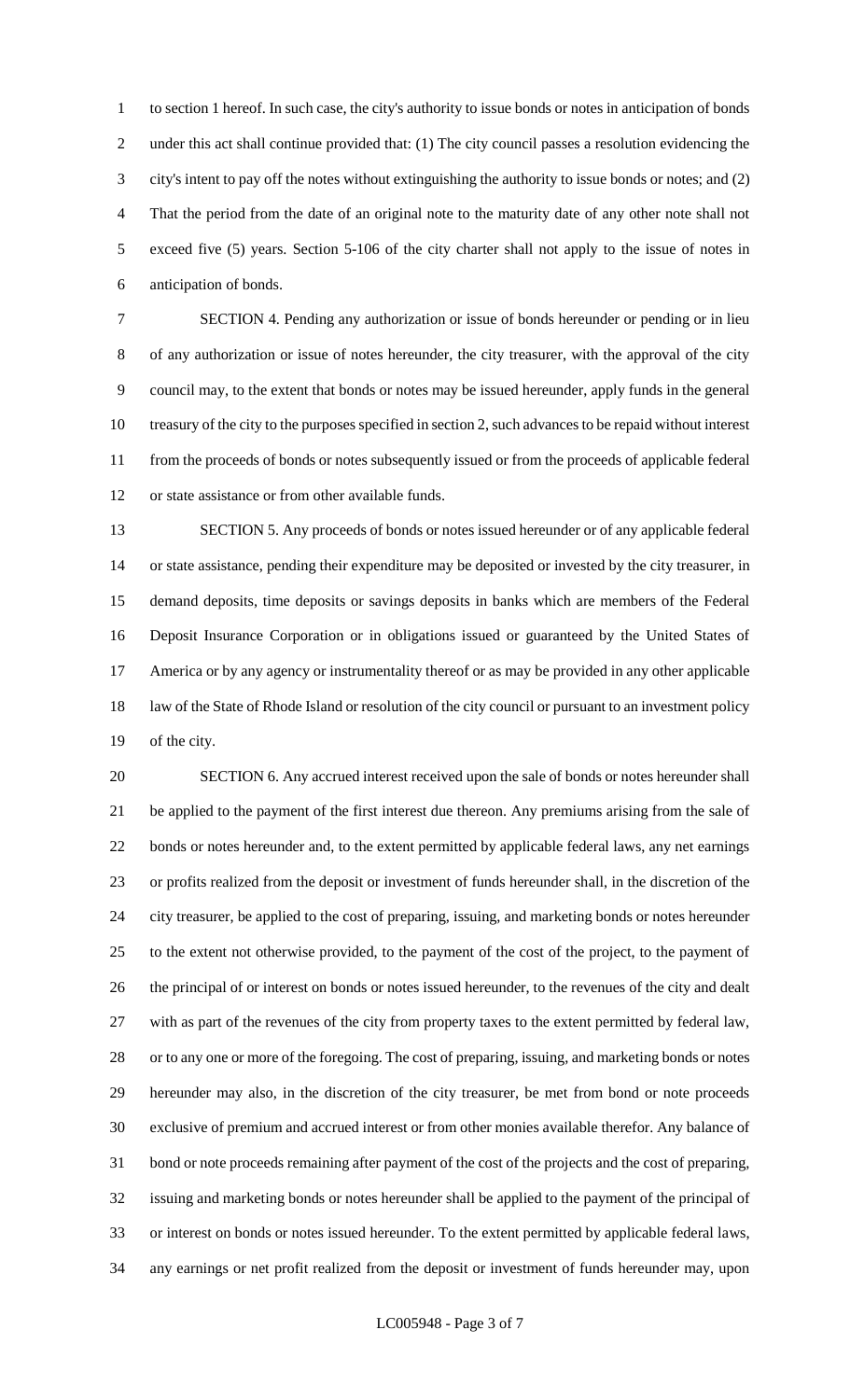to section 1 hereof. In such case, the city's authority to issue bonds or notes in anticipation of bonds under this act shall continue provided that: (1) The city council passes a resolution evidencing the city's intent to pay off the notes without extinguishing the authority to issue bonds or notes; and (2) That the period from the date of an original note to the maturity date of any other note shall not exceed five (5) years. Section 5-106 of the city charter shall not apply to the issue of notes in anticipation of bonds.

SECTION 4. Pending any authorization or issue of bonds hereunder or pending or in lieu of any authorization or issue of notes hereunder, the city treasurer, with the approval of the city council may, to the extent that bonds or notes may be issued hereunder, apply funds in the general treasury of the city to the purposes specified in section 2, such advances to be repaid without interest from the proceeds of bonds or notes subsequently issued or from the proceeds of applicable federal or state assistance or from other available funds.

SECTION 5. Any proceeds of bonds or notes issued hereunder or of any applicable federal or state assistance, pending their expenditure may be deposited or invested by the city treasurer, in demand deposits, time deposits or savings deposits in banks which are members of the Federal Deposit Insurance Corporation or in obligations issued or guaranteed by the United States of America or by any agency or instrumentality thereof or as may be provided in any other applicable law of the State of Rhode Island or resolution of the city council or pursuant to an investment policy of the city.

SECTION 6. Any accrued interest received upon the sale of bonds or notes hereunder shall be applied to the payment of the first interest due thereon. Any premiums arising from the sale of bonds or notes hereunder and, to the extent permitted by applicable federal laws, any net earnings or profits realized from the deposit or investment of funds hereunder shall, in the discretion of the city treasurer, be applied to the cost of preparing, issuing, and marketing bonds or notes hereunder to the extent not otherwise provided, to the payment of the cost of the project, to the payment of the principal of or interest on bonds or notes issued hereunder, to the revenues of the city and dealt with as part of the revenues of the city from property taxes to the extent permitted by federal law, or to any one or more of the foregoing. The cost of preparing, issuing, and marketing bonds or notes hereunder may also, in the discretion of the city treasurer, be met from bond or note proceeds exclusive of premium and accrued interest or from other monies available therefor. Any balance of bond or note proceeds remaining after payment of the cost of the projects and the cost of preparing, issuing and marketing bonds or notes hereunder shall be applied to the payment of the principal of or interest on bonds or notes issued hereunder. To the extent permitted by applicable federal laws, any earnings or net profit realized from the deposit or investment of funds hereunder may, upon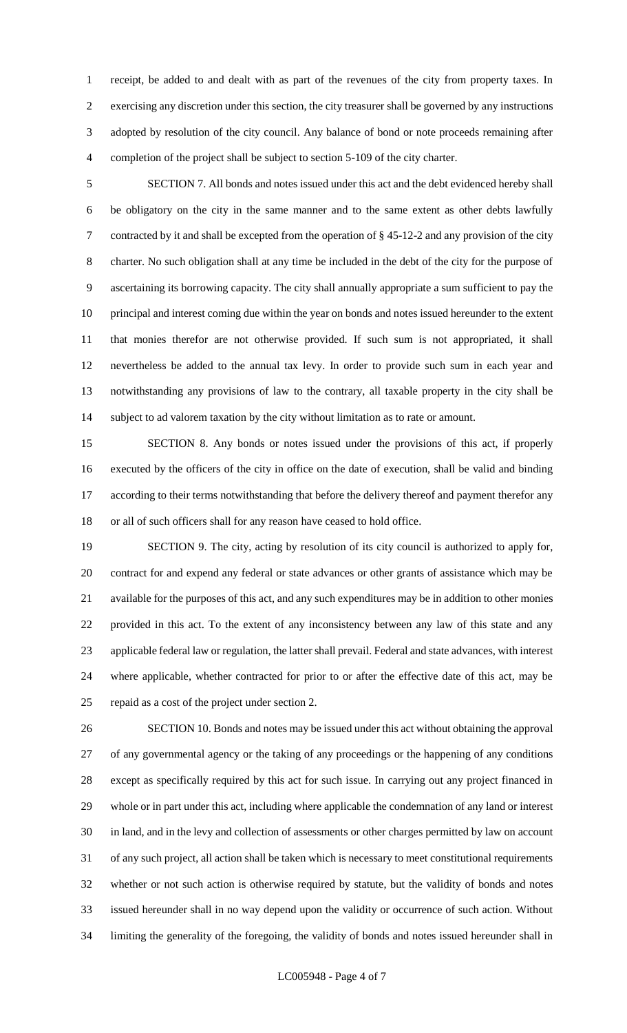receipt, be added to and dealt with as part of the revenues of the city from property taxes. In exercising any discretion under this section, the city treasurer shall be governed by any instructions adopted by resolution of the city council. Any balance of bond or note proceeds remaining after completion of the project shall be subject to section 5-109 of the city charter.

SECTION 7. All bonds and notes issued under this act and the debt evidenced hereby shall be obligatory on the city in the same manner and to the same extent as other debts lawfully contracted by it and shall be excepted from the operation of § 45-12-2 and any provision of the city charter. No such obligation shall at any time be included in the debt of the city for the purpose of ascertaining its borrowing capacity. The city shall annually appropriate a sum sufficient to pay the principal and interest coming due within the year on bonds and notes issued hereunder to the extent that monies therefor are not otherwise provided. If such sum is not appropriated, it shall nevertheless be added to the annual tax levy. In order to provide such sum in each year and notwithstanding any provisions of law to the contrary, all taxable property in the city shall be subject to ad valorem taxation by the city without limitation as to rate or amount.

SECTION 8. Any bonds or notes issued under the provisions of this act, if properly executed by the officers of the city in office on the date of execution, shall be valid and binding according to their terms notwithstanding that before the delivery thereof and payment therefor any or all of such officers shall for any reason have ceased to hold office.

SECTION 9. The city, acting by resolution of its city council is authorized to apply for, contract for and expend any federal or state advances or other grants of assistance which may be available for the purposes of this act, and any such expenditures may be in addition to other monies provided in this act. To the extent of any inconsistency between any law of this state and any applicable federal law or regulation, the latter shall prevail. Federal and state advances, with interest where applicable, whether contracted for prior to or after the effective date of this act, may be repaid as a cost of the project under section 2.

SECTION 10. Bonds and notes may be issued under this act without obtaining the approval of any governmental agency or the taking of any proceedings or the happening of any conditions except as specifically required by this act for such issue. In carrying out any project financed in whole or in part under this act, including where applicable the condemnation of any land or interest in land, and in the levy and collection of assessments or other charges permitted by law on account of any such project, all action shall be taken which is necessary to meet constitutional requirements whether or not such action is otherwise required by statute, but the validity of bonds and notes issued hereunder shall in no way depend upon the validity or occurrence of such action. Without limiting the generality of the foregoing, the validity of bonds and notes issued hereunder shall in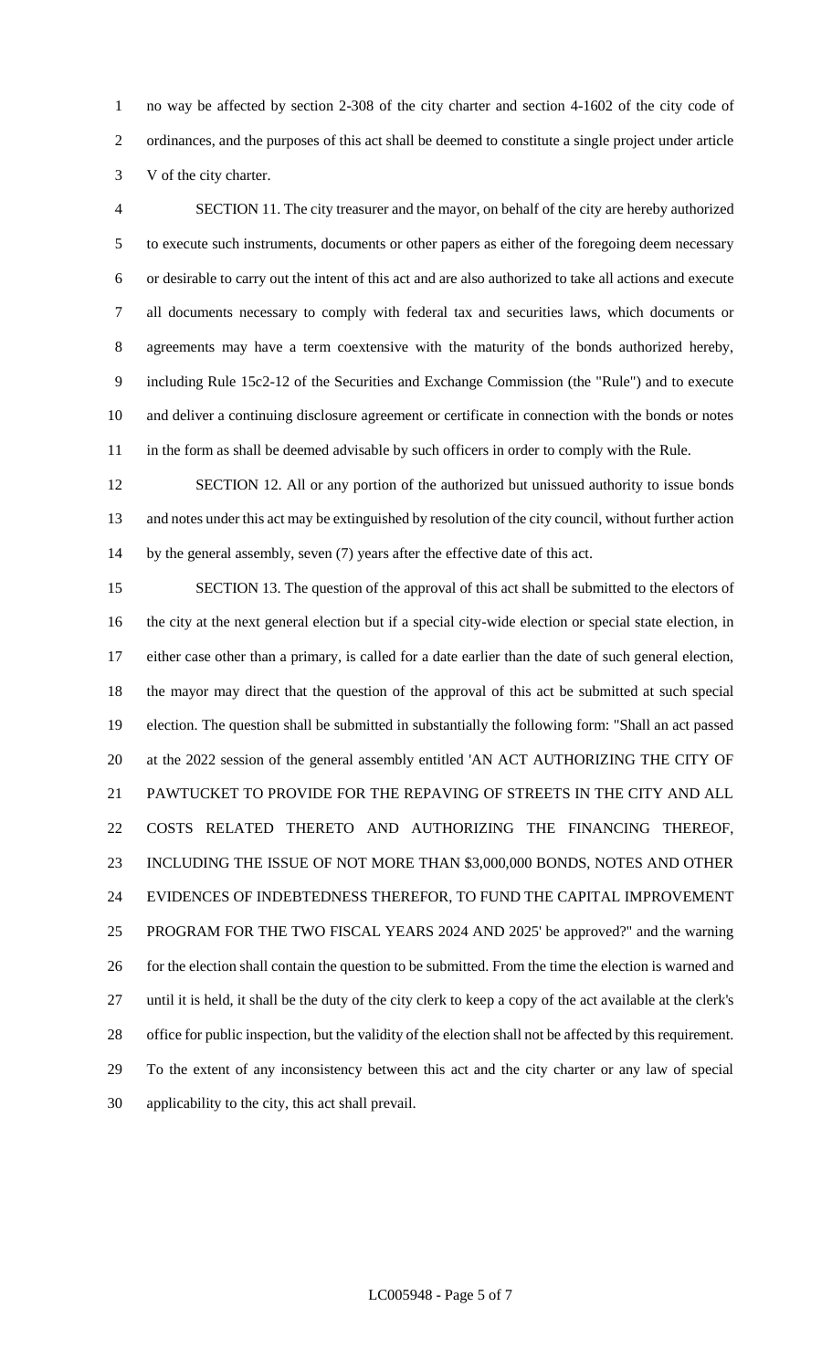no way be affected by section 2-308 of the city charter and section 4-1602 of the city code of ordinances, and the purposes of this act shall be deemed to constitute a single project under article V of the city charter.

SECTION 11. The city treasurer and the mayor, on behalf of the city are hereby authorized to execute such instruments, documents or other papers as either of the foregoing deem necessary or desirable to carry out the intent of this act and are also authorized to take all actions and execute all documents necessary to comply with federal tax and securities laws, which documents or agreements may have a term coextensive with the maturity of the bonds authorized hereby, including Rule 15c2-12 of the Securities and Exchange Commission (the "Rule") and to execute and deliver a continuing disclosure agreement or certificate in connection with the bonds or notes in the form as shall be deemed advisable by such officers in order to comply with the Rule.

SECTION 12. All or any portion of the authorized but unissued authority to issue bonds and notes under this act may be extinguished by resolution of the city council, without further action by the general assembly, seven (7) years after the effective date of this act.

SECTION 13. The question of the approval of this act shall be submitted to the electors of the city at the next general election but if a special city-wide election or special state election, in either case other than a primary, is called for a date earlier than the date of such general election, the mayor may direct that the question of the approval of this act be submitted at such special election. The question shall be submitted in substantially the following form: "Shall an act passed at the 2022 session of the general assembly entitled 'AN ACT AUTHORIZING THE CITY OF PAWTUCKET TO PROVIDE FOR THE REPAVING OF STREETS IN THE CITY AND ALL COSTS RELATED THERETO AND AUTHORIZING THE FINANCING THEREOF, INCLUDING THE ISSUE OF NOT MORE THAN $3,000,000 BONDS, NOTES AND OTHER EVIDENCES OF INDEBTEDNESS THEREFOR, TO FUND THE CAPITAL IMPROVEMENT PROGRAM FOR THE TWO FISCAL YEARS 2024 AND 2025' be approved?" and the warning for the election shall contain the question to be submitted. From the time the election is warned and until it is held, it shall be the duty of the city clerk to keep a copy of the act available at the clerk's office for public inspection, but the validity of the election shall not be affected by this requirement. To the extent of any inconsistency between this act and the city charter or any law of special applicability to the city, this act shall prevail.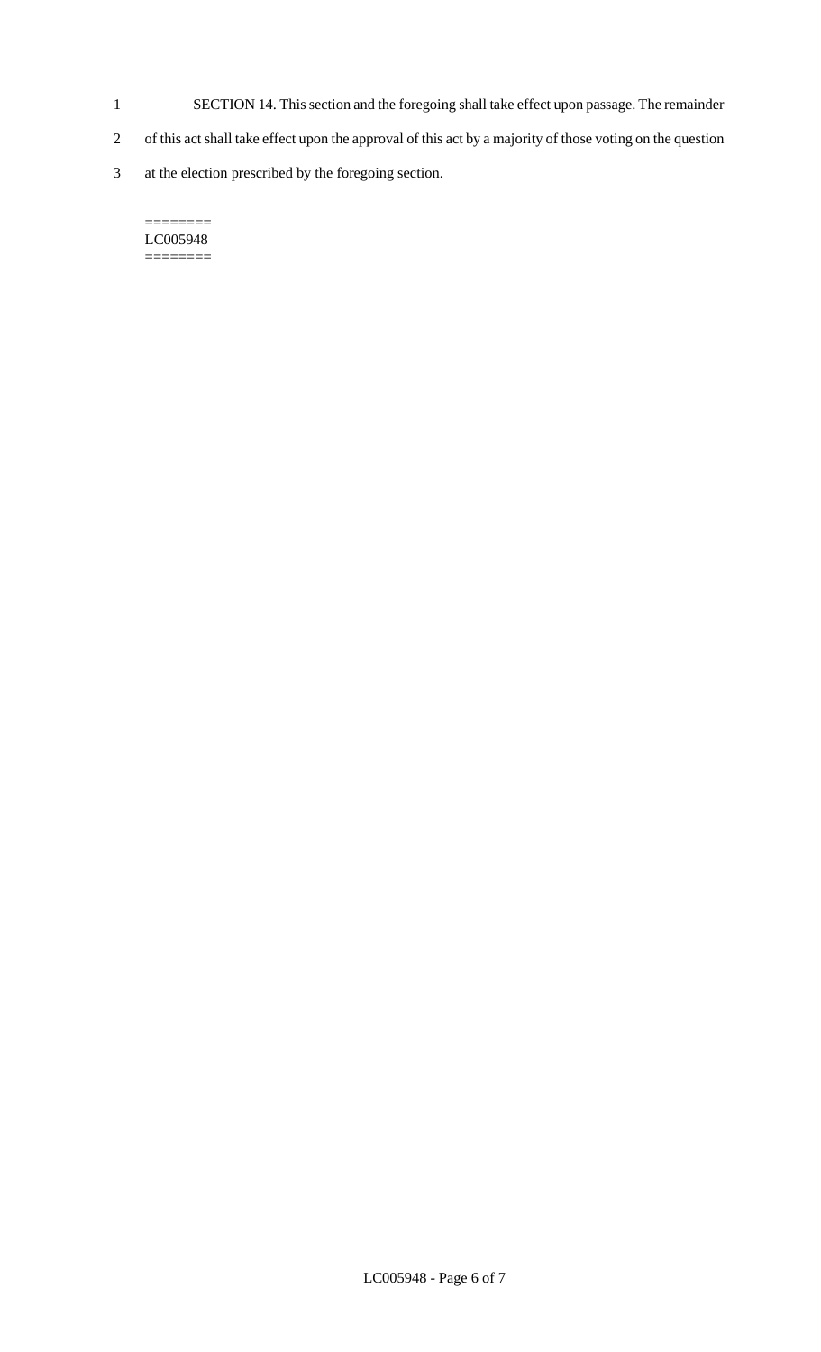SECTION 14. This section and the foregoing shall take effect upon passage. The remainder of this act shall take effect upon the approval of this act by a majority of those voting on the question at the election prescribed by the foregoing section.

========
LC005948
========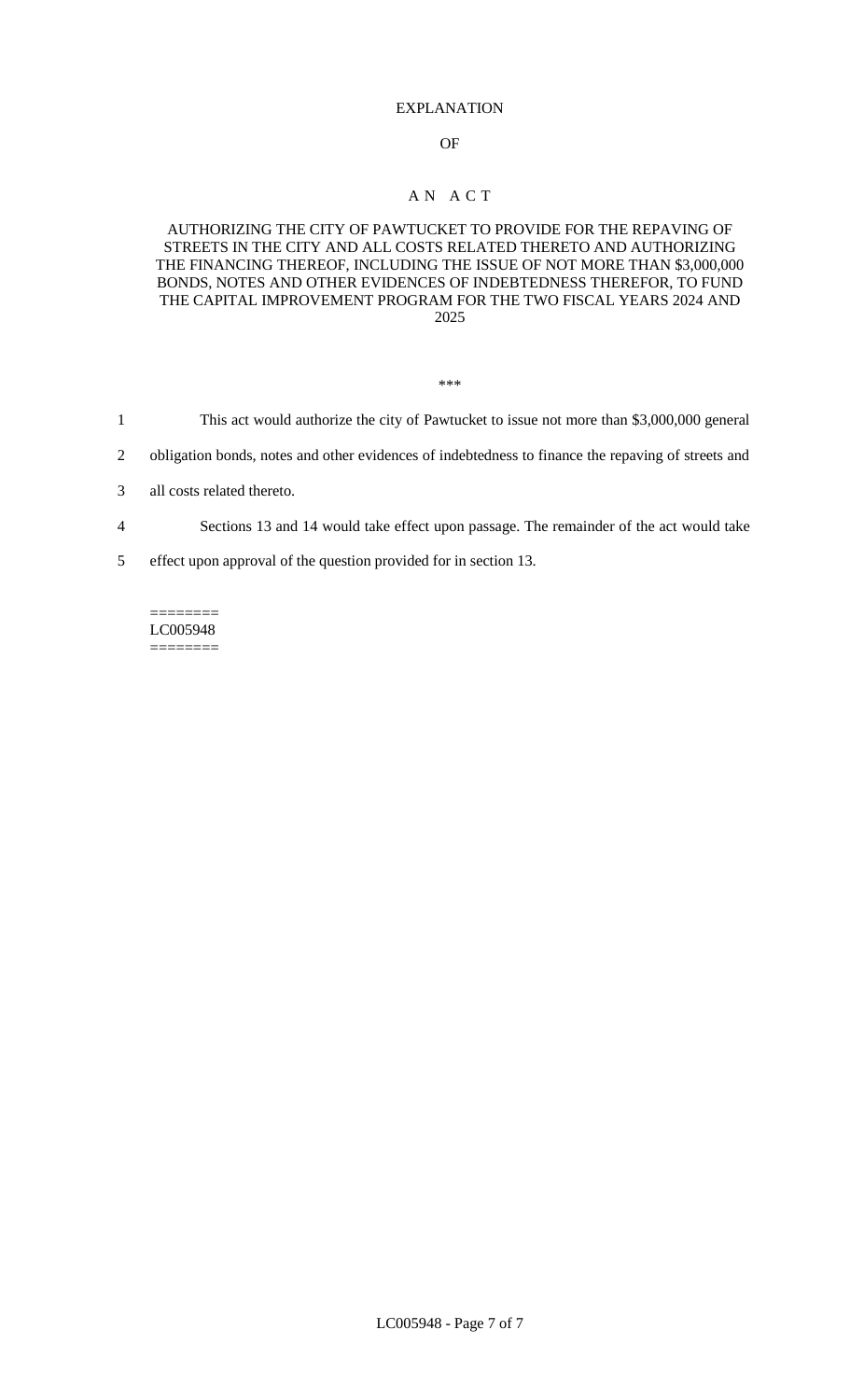EXPLANATION

OF

A N A C T

AUTHORIZING THE CITY OF PAWTUCKET TO PROVIDE FOR THE REPAVING OF STREETS IN THE CITY AND ALL COSTS RELATED THERETO AND AUTHORIZING THE FINANCING THEREOF, INCLUDING THE ISSUE OF NOT MORE THAN $3,000,000 BONDS, NOTES AND OTHER EVIDENCES OF INDEBTEDNESS THEREFOR, TO FUND THE CAPITAL IMPROVEMENT PROGRAM FOR THE TWO FISCAL YEARS 2024 AND 2025

\*\*\*

This act would authorize the city of Pawtucket to issue not more than $3,000,000 general obligation bonds, notes and other evidences of indebtedness to finance the repaving of streets and all costs related thereto.

Sections 13 and 14 would take effect upon passage. The remainder of the act would take effect upon approval of the question provided for in section 13.

========
LC005948
========